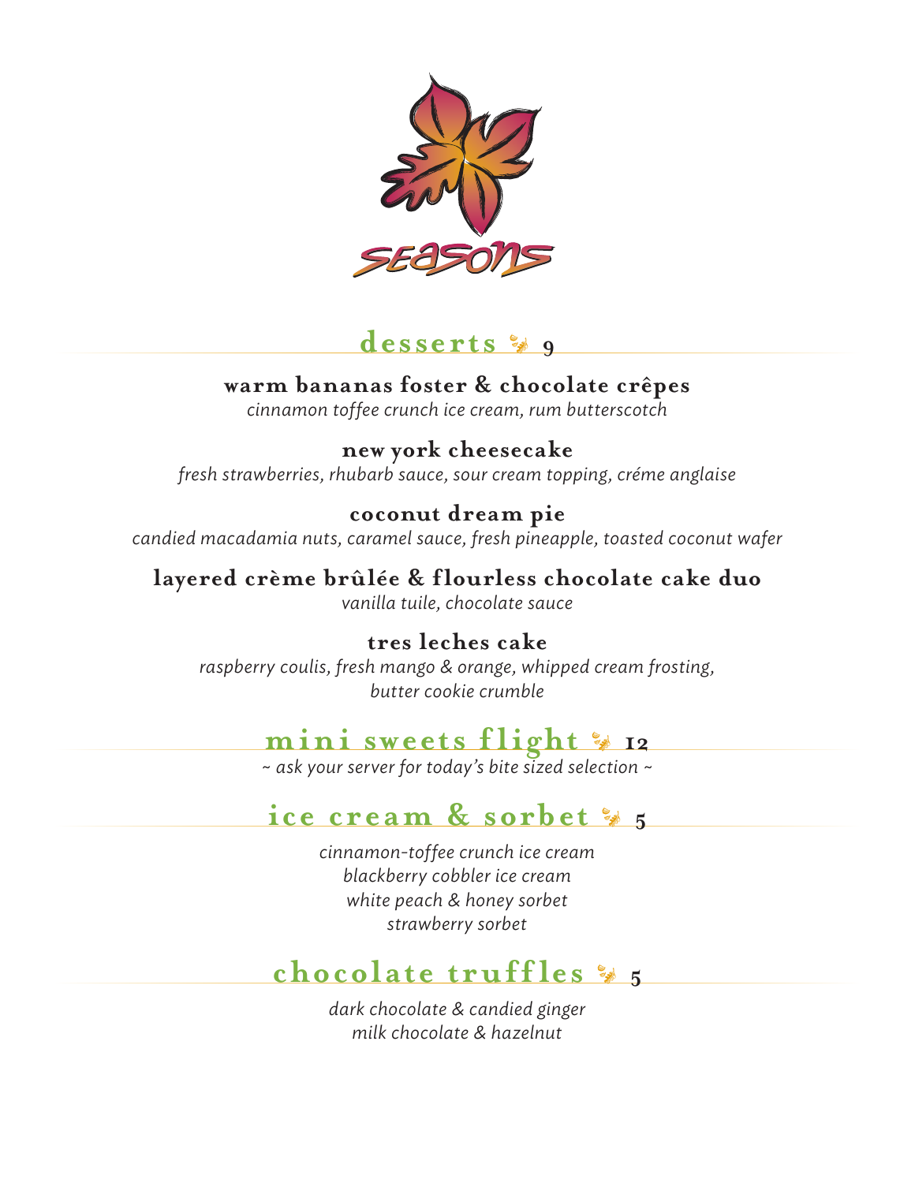# seasons

## desserts 9

**warm bananas foster & chocolate crêpes**
*cinnamon toffee crunch ice cream, rum butterscotch*

**new york cheesecake**
*fresh strawberries, rhubarb sauce, sour cream topping, créme anglaise*

**coconut dream pie**
*candied macadamia nuts, caramel sauce, fresh pineapple, toasted coconut wafer*

**layered crème brûlée & flourless chocolate cake duo**
*vanilla tuile, chocolate sauce*

**tres leches cake**
*raspberry coulis, fresh mango & orange, whipped cream frosting, butter cookie crumble*

## mini sweets flight 12

*~ ask your server for today's bite sized selection ~*

## ice cream & sorbet 5

*cinnamon-toffee crunch ice cream*
*blackberry cobbler ice cream*
*white peach & honey sorbet*
*strawberry sorbet*

## chocolate truffles 5

*dark chocolate & candied ginger*
*milk chocolate & hazelnut*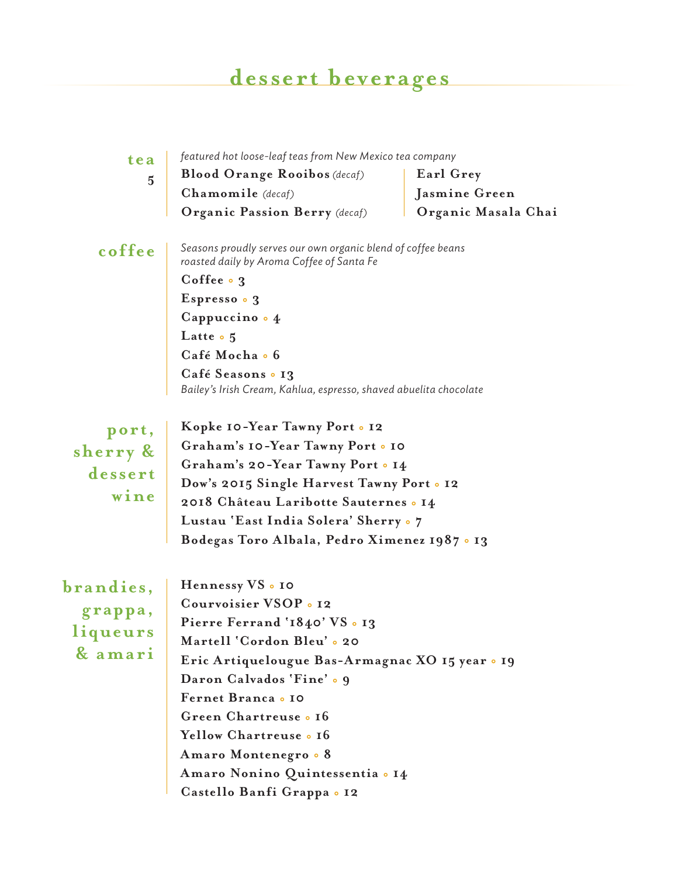# dessert beverages

## tea

**5**

*featured hot loose-leaf teas from New Mexico tea company*

- **Blood Orange Rooibos** *(decaf)*
- **Chamomile** *(decaf)*
- **Organic Passion Berry** *(decaf)*
- **Earl Grey**
- **Jasmine Green**
- **Organic Masala Chai**

## coffee

*Seasons proudly serves our own organic blend of coffee beans roasted daily by Aroma Coffee of Santa Fe*

**Coffee ∘ 3**

**Espresso ∘ 3**

**Cappuccino ∘ 4**

**Latte ∘ 5**

**Café Mocha ∘ 6**

**Café Seasons ∘ 13**
*Bailey's Irish Cream, Kahlua, espresso, shaved abuelita chocolate*

## port, sherry & dessert wine

**Kopke 10-Year Tawny Port ∘ 12**

**Graham's 10-Year Tawny Port ∘ 10**

**Graham's 20-Year Tawny Port ∘ 14**

**Dow's 2015 Single Harvest Tawny Port ∘ 12**

**2018 Château Laribotte Sauternes ∘ 14**

**Lustau 'East India Solera' Sherry ∘ 7**

**Bodegas Toro Albala, Pedro Ximenez 1987 ∘ 13**

## brandies, grappa, liqueurs & amari

**Hennessy VS ∘ 10**

**Courvoisier VSOP ∘ 12**

**Pierre Ferrand '1840' VS ∘ 13**

**Martell 'Cordon Bleu' ∘ 20**

**Eric Artiquelougue Bas-Armagnac XO 15 year ∘ 19**

**Daron Calvados 'Fine' ∘ 9**

**Fernet Branca ∘ 10**

**Green Chartreuse ∘ 16**

**Yellow Chartreuse ∘ 16**

**Amaro Montenegro ∘ 8**

**Amaro Nonino Quintessentia ∘ 14**

**Castello Banfi Grappa ∘ 12**